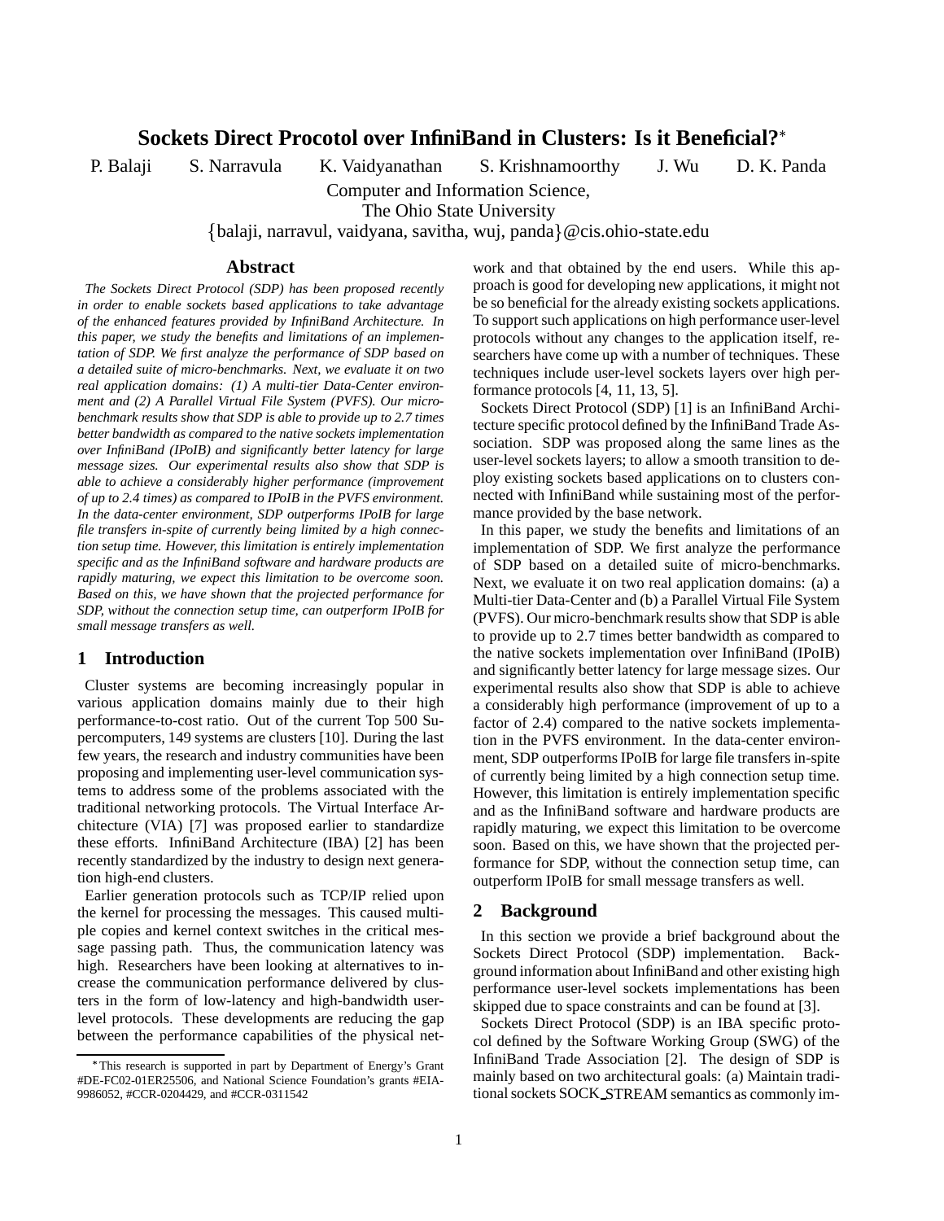# Sockets Direct Procotol over InfiniBand in Clusters: Is it Beneficial?*

P. Balaji S. Narravula K. Vaidyanathan S. Krishnamoorthy J. Wu D. K. Panda

Computer and Information Science,
The Ohio State University
{balaji, narravul, vaidyana, savitha, wuj, panda}@cis.ohio-state.edu

## Abstract

*The Sockets Direct Protocol (SDP) has been proposed recently in order to enable sockets based applications to take advantage of the enhanced features provided by InfiniBand Architecture. In this paper, we study the benefits and limitations of an implementation of SDP. We first analyze the performance of SDP based on a detailed suite of micro-benchmarks. Next, we evaluate it on two real application domains: (1) A multi-tier Data-Center environment and (2) A Parallel Virtual File System (PVFS). Our micro-benchmark results show that SDP is able to provide up to 2.7 times better bandwidth as compared to the native sockets implementation over InfiniBand (IPoIB) and significantly better latency for large message sizes. Our experimental results also show that SDP is able to achieve a considerably higher performance (improvement of up to 2.4 times) as compared to IPoIB in the PVFS environment. In the data-center environment, SDP outperforms IPoIB for large file transfers in-spite of currently being limited by a high connection setup time. However, this limitation is entirely implementation specific and as the InfiniBand software and hardware products are rapidly maturing, we expect this limitation to be overcome soon. Based on this, we have shown that the projected performance for SDP, without the connection setup time, can outperform IPoIB for small message transfers as well.*

## 1 Introduction

Cluster systems are becoming increasingly popular in various application domains mainly due to their high performance-to-cost ratio. Out of the current Top 500 Supercomputers, 149 systems are clusters [10]. During the last few years, the research and industry communities have been proposing and implementing user-level communication systems to address some of the problems associated with the traditional networking protocols. The Virtual Interface Architecture (VIA) [7] was proposed earlier to standardize these efforts. InfiniBand Architecture (IBA) [2] has been recently standardized by the industry to design next generation high-end clusters.

Earlier generation protocols such as TCP/IP relied upon the kernel for processing the messages. This caused multiple copies and kernel context switches in the critical message passing path. Thus, the communication latency was high. Researchers have been looking at alternatives to increase the communication performance delivered by clusters in the form of low-latency and high-bandwidth user-level protocols. These developments are reducing the gap between the performance capabilities of the physical network and that obtained by the end users. While this approach is good for developing new applications, it might not be so beneficial for the already existing sockets applications. To support such applications on high performance user-level protocols without any changes to the application itself, researchers have come up with a number of techniques. These techniques include user-level sockets layers over high performance protocols [4, 11, 13, 5].

Sockets Direct Protocol (SDP) [1] is an InfiniBand Architecture specific protocol defined by the InfiniBand Trade Association. SDP was proposed along the same lines as the user-level sockets layers; to allow a smooth transition to deploy existing sockets based applications on to clusters connected with InfiniBand while sustaining most of the performance provided by the base network.

In this paper, we study the benefits and limitations of an implementation of SDP. We first analyze the performance of SDP based on a detailed suite of micro-benchmarks. Next, we evaluate it on two real application domains: (a) a Multi-tier Data-Center and (b) a Parallel Virtual File System (PVFS). Our micro-benchmark results show that SDP is able to provide up to 2.7 times better bandwidth as compared to the native sockets implementation over InfiniBand (IPoIB) and significantly better latency for large message sizes. Our experimental results also show that SDP is able to achieve a considerably high performance (improvement of up to a factor of 2.4) compared to the native sockets implementation in the PVFS environment. In the data-center environment, SDP outperforms IPoIB for large file transfers in-spite of currently being limited by a high connection setup time. However, this limitation is entirely implementation specific and as the InfiniBand software and hardware products are rapidly maturing, we expect this limitation to be overcome soon. Based on this, we have shown that the projected performance for SDP, without the connection setup time, can outperform IPoIB for small message transfers as well.

## 2 Background

In this section we provide a brief background about the Sockets Direct Protocol (SDP) implementation. Background information about InfiniBand and other existing high performance user-level sockets implementations has been skipped due to space constraints and can be found at [3].

Sockets Direct Protocol (SDP) is an IBA specific protocol defined by the Software Working Group (SWG) of the InfiniBand Trade Association [2]. The design of SDP is mainly based on two architectural goals: (a) Maintain traditional sockets SOCK_STREAM semantics as commonly im-

*This research is supported in part by Department of Energy's Grant #DE-FC02-01ER25506, and National Science Foundation's grants #EIA-9986052, #CCR-0204429, and #CCR-0311542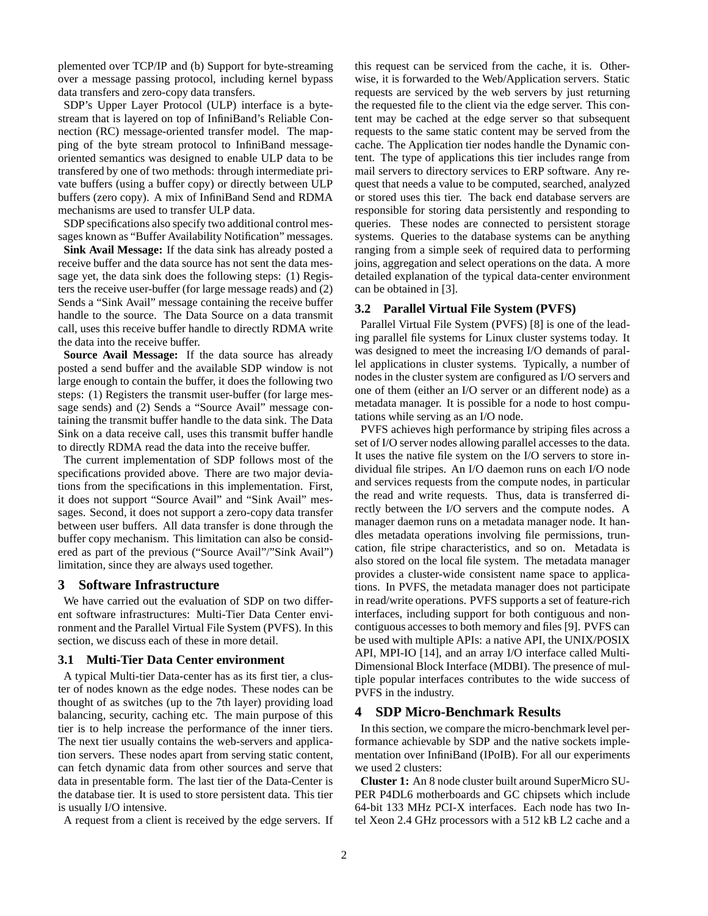plemented over TCP/IP and (b) Support for byte-streaming over a message passing protocol, including kernel bypass data transfers and zero-copy data transfers.

SDP's Upper Layer Protocol (ULP) interface is a byte-stream that is layered on top of InfiniBand's Reliable Connection (RC) message-oriented transfer model. The mapping of the byte stream protocol to InfiniBand message-oriented semantics was designed to enable ULP data to be transfered by one of two methods: through intermediate private buffers (using a buffer copy) or directly between ULP buffers (zero copy). A mix of InfiniBand Send and RDMA mechanisms are used to transfer ULP data.

SDP specifications also specify two additional control messages known as "Buffer Availability Notification" messages.

**Sink Avail Message:** If the data sink has already posted a receive buffer and the data source has not sent the data message yet, the data sink does the following steps: (1) Registers the receive user-buffer (for large message reads) and (2) Sends a "Sink Avail" message containing the receive buffer handle to the source. The Data Source on a data transmit call, uses this receive buffer handle to directly RDMA write the data into the receive buffer.

**Source Avail Message:** If the data source has already posted a send buffer and the available SDP window is not large enough to contain the buffer, it does the following two steps: (1) Registers the transmit user-buffer (for large message sends) and (2) Sends a "Source Avail" message containing the transmit buffer handle to the data sink. The Data Sink on a data receive call, uses this transmit buffer handle to directly RDMA read the data into the receive buffer.

The current implementation of SDP follows most of the specifications provided above. There are two major deviations from the specifications in this implementation. First, it does not support "Source Avail" and "Sink Avail" messages. Second, it does not support a zero-copy data transfer between user buffers. All data transfer is done through the buffer copy mechanism. This limitation can also be considered as part of the previous ("Source Avail"/"Sink Avail") limitation, since they are always used together.

## 3 Software Infrastructure

We have carried out the evaluation of SDP on two different software infrastructures: Multi-Tier Data Center environment and the Parallel Virtual File System (PVFS). In this section, we discuss each of these in more detail.

### 3.1 Multi-Tier Data Center environment

A typical Multi-tier Data-center has as its first tier, a cluster of nodes known as the edge nodes. These nodes can be thought of as switches (up to the 7th layer) providing load balancing, security, caching etc. The main purpose of this tier is to help increase the performance of the inner tiers. The next tier usually contains the web-servers and application servers. These nodes apart from serving static content, can fetch dynamic data from other sources and serve that data in presentable form. The last tier of the Data-Center is the database tier. It is used to store persistent data. This tier is usually I/O intensive.

A request from a client is received by the edge servers. If this request can be serviced from the cache, it is. Otherwise, it is forwarded to the Web/Application servers. Static requests are serviced by the web servers by just returning the requested file to the client via the edge server. This content may be cached at the edge server so that subsequent requests to the same static content may be served from the cache. The Application tier nodes handle the Dynamic content. The type of applications this tier includes range from mail servers to directory services to ERP software. Any request that needs a value to be computed, searched, analyzed or stored uses this tier. The back end database servers are responsible for storing data persistently and responding to queries. These nodes are connected to persistent storage systems. Queries to the database systems can be anything ranging from a simple seek of required data to performing joins, aggregation and select operations on the data. A more detailed explanation of the typical data-center environment can be obtained in [3].

### 3.2 Parallel Virtual File System (PVFS)

Parallel Virtual File System (PVFS) [8] is one of the leading parallel file systems for Linux cluster systems today. It was designed to meet the increasing I/O demands of parallel applications in cluster systems. Typically, a number of nodes in the cluster system are configured as I/O servers and one of them (either an I/O server or an different node) as a metadata manager. It is possible for a node to host computations while serving as an I/O node.

PVFS achieves high performance by striping files across a set of I/O server nodes allowing parallel accesses to the data. It uses the native file system on the I/O servers to store individual file stripes. An I/O daemon runs on each I/O node and services requests from the compute nodes, in particular the read and write requests. Thus, data is transferred directly between the I/O servers and the compute nodes. A manager daemon runs on a metadata manager node. It handles metadata operations involving file permissions, truncation, file stripe characteristics, and so on. Metadata is also stored on the local file system. The metadata manager provides a cluster-wide consistent name space to applications. In PVFS, the metadata manager does not participate in read/write operations. PVFS supports a set of feature-rich interfaces, including support for both contiguous and non-contiguous accesses to both memory and files [9]. PVFS can be used with multiple APIs: a native API, the UNIX/POSIX API, MPI-IO [14], and an array I/O interface called Multi-Dimensional Block Interface (MDBI). The presence of multiple popular interfaces contributes to the wide success of PVFS in the industry.

## 4 SDP Micro-Benchmark Results

In this section, we compare the micro-benchmark level performance achievable by SDP and the native sockets implementation over InfiniBand (IPoIB). For all our experiments we used 2 clusters:

**Cluster 1:** An 8 node cluster built around SuperMicro SUPER P4DL6 motherboards and GC chipsets which include 64-bit 133 MHz PCI-X interfaces. Each node has two Intel Xeon 2.4 GHz processors with a 512 kB L2 cache and a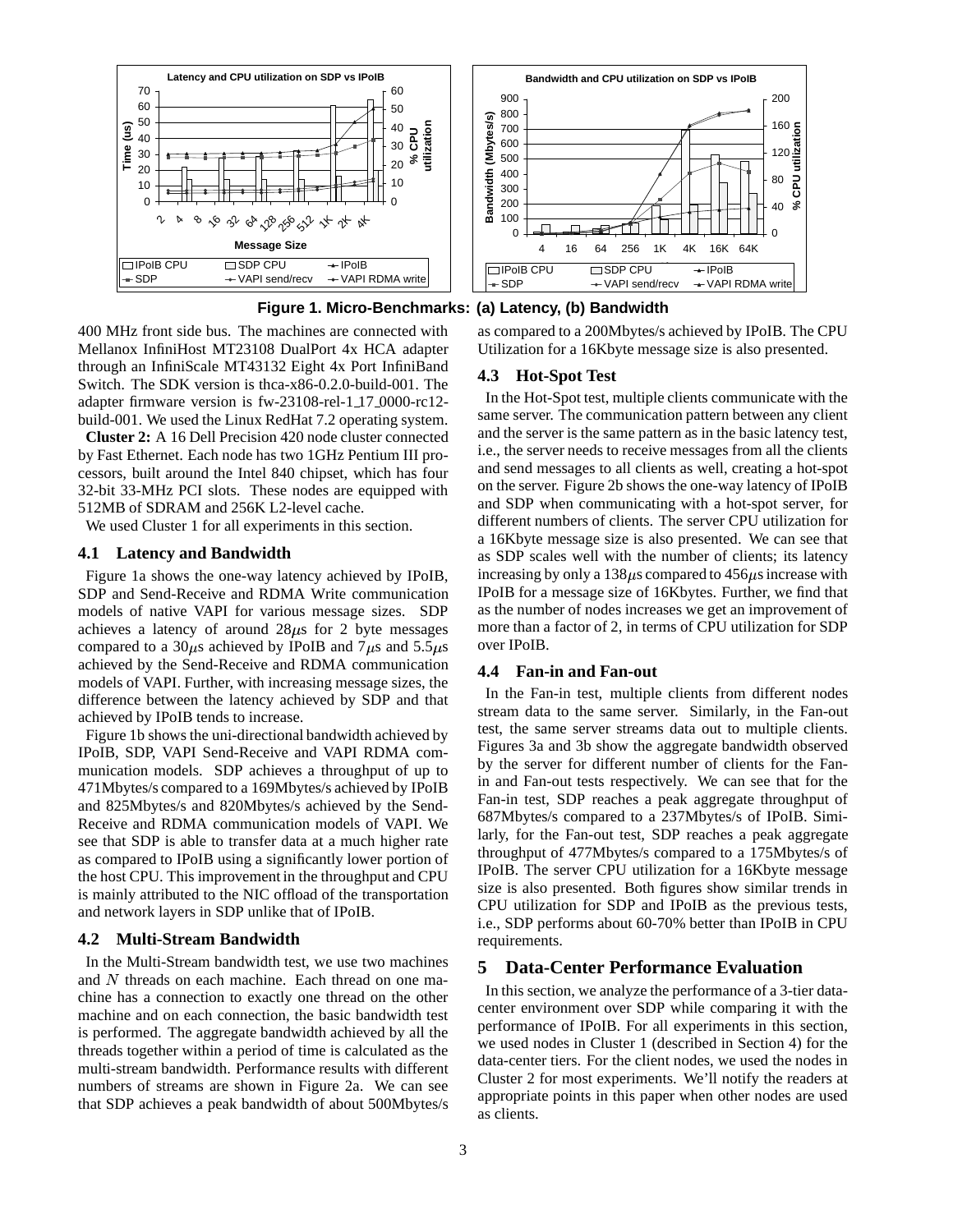**Figure 1. Micro-Benchmarks: (a) Latency, (b) Bandwidth**

400 MHz front side bus. The machines are connected with Mellanox InfiniHost MT23108 DualPort 4x HCA adapter through an InfiniScale MT43132 Eight 4x Port InfiniBand Switch. The SDK version is thca-x86-0.2.0-build-001. The adapter firmware version is fw-23108-rel-1_17_0000-rc12-build-001. We used the Linux RedHat 7.2 operating system.

**Cluster 2:** A 16 Dell Precision 420 node cluster connected by Fast Ethernet. Each node has two 1GHz Pentium III processors, built around the Intel 840 chipset, which has four 32-bit 33-MHz PCI slots. These nodes are equipped with 512MB of SDRAM and 256K L2-level cache.

We used Cluster 1 for all experiments in this section.

### 4.1 Latency and Bandwidth

Figure 1a shows the one-way latency achieved by IPoIB, SDP and Send-Receive and RDMA Write communication models of native VAPI for various message sizes. SDP achieves a latency of around 28$\mu$s for 2 byte messages compared to a 30$\mu$s achieved by IPoIB and 7$\mu$s and 5.5$\mu$s achieved by the Send-Receive and RDMA communication models of VAPI. Further, with increasing message sizes, the difference between the latency achieved by SDP and that achieved by IPoIB tends to increase.

Figure 1b shows the uni-directional bandwidth achieved by IPoIB, SDP, VAPI Send-Receive and VAPI RDMA communication models. SDP achieves a throughput of up to 471Mbytes/s compared to a 169Mbytes/s achieved by IPoIB and 825Mbytes/s and 820Mbytes/s achieved by the Send-Receive and RDMA communication models of VAPI. We see that SDP is able to transfer data at a much higher rate as compared to IPoIB using a significantly lower portion of the host CPU. This improvement in the throughput and CPU is mainly attributed to the NIC offload of the transportation and network layers in SDP unlike that of IPoIB.

### 4.2 Multi-Stream Bandwidth

In the Multi-Stream bandwidth test, we use two machines and $N$ threads on each machine. Each thread on one machine has a connection to exactly one thread on the other machine and on each connection, the basic bandwidth test is performed. The aggregate bandwidth achieved by all the threads together within a period of time is calculated as the multi-stream bandwidth. Performance results with different numbers of streams are shown in Figure 2a. We can see that SDP achieves a peak bandwidth of about 500Mbytes/s as compared to a 200Mbytes/s achieved by IPoIB. The CPU Utilization for a 16Kbyte message size is also presented.

### 4.3 Hot-Spot Test

In the Hot-Spot test, multiple clients communicate with the same server. The communication pattern between any client and the server is the same pattern as in the basic latency test, i.e., the server needs to receive messages from all the clients and send messages to all clients as well, creating a hot-spot on the server. Figure 2b shows the one-way latency of IPoIB and SDP when communicating with a hot-spot server, for different numbers of clients. The server CPU utilization for a 16Kbyte message size is also presented. We can see that as SDP scales well with the number of clients; its latency increasing by only a 138$\mu$s compared to 456$\mu$s increase with IPoIB for a message size of 16Kbytes. Further, we find that as the number of nodes increases we get an improvement of more than a factor of 2, in terms of CPU utilization for SDP over IPoIB.

### 4.4 Fan-in and Fan-out

In the Fan-in test, multiple clients from different nodes stream data to the same server. Similarly, in the Fan-out test, the same server streams data out to multiple clients. Figures 3a and 3b show the aggregate bandwidth observed by the server for different number of clients for the Fan-in and Fan-out tests respectively. We can see that for the Fan-in test, SDP reaches a peak aggregate throughput of 687Mbytes/s compared to a 237Mbytes/s of IPoIB. Similarly, for the Fan-out test, SDP reaches a peak aggregate throughput of 477Mbytes/s compared to a 175Mbytes/s of IPoIB. The server CPU utilization for a 16Kbyte message size is also presented. Both figures show similar trends in CPU utilization for SDP and IPoIB as the previous tests, i.e., SDP performs about 60-70% better than IPoIB in CPU requirements.

## 5 Data-Center Performance Evaluation

In this section, we analyze the performance of a 3-tier data-center environment over SDP while comparing it with the performance of IPoIB. For all experiments in this section, we used nodes in Cluster 1 (described in Section 4) for the data-center tiers. For the client nodes, we used the nodes in Cluster 2 for most experiments. We'll notify the readers at appropriate points in this paper when other nodes are used as clients.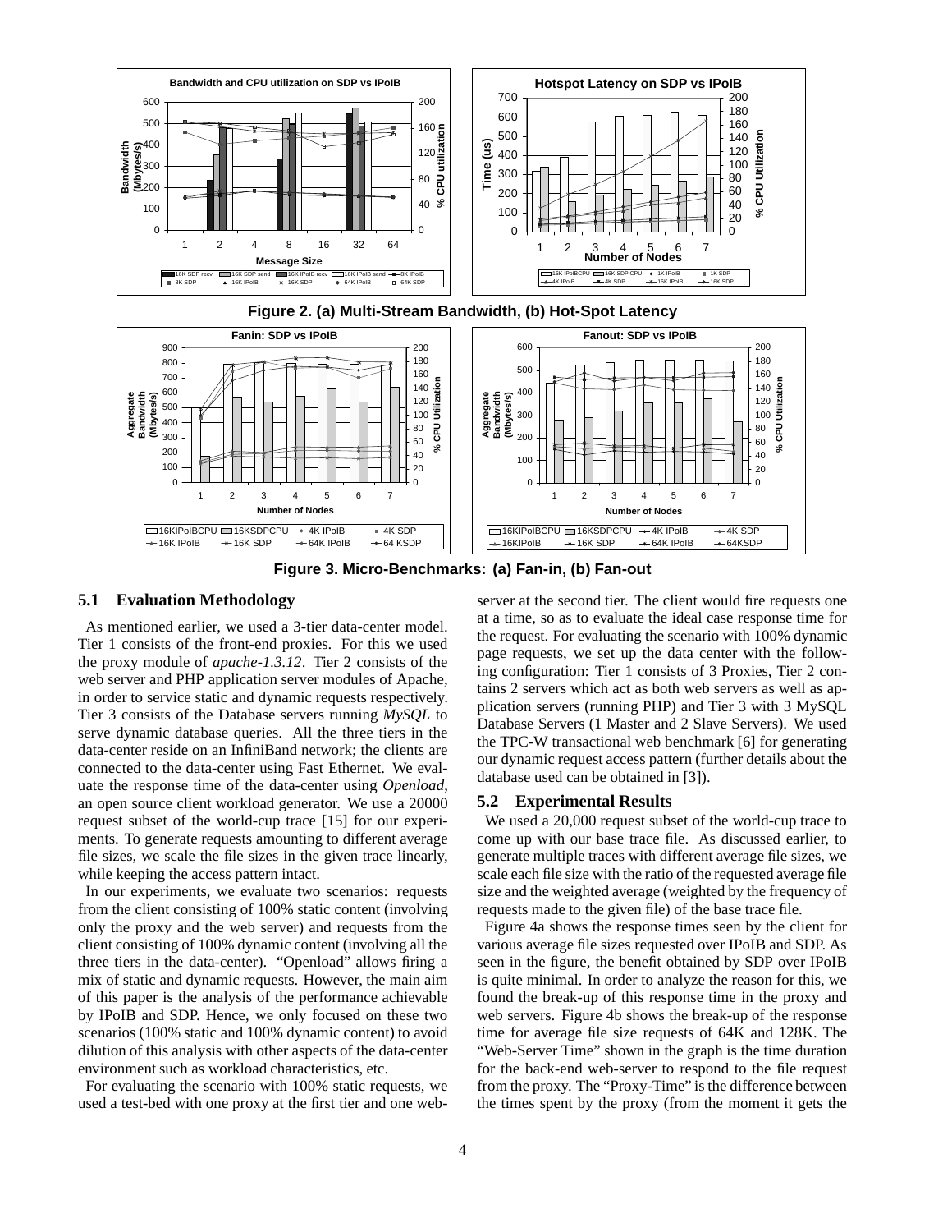Figure 2. (a) Multi-Stream Bandwidth, (b) Hot-Spot Latency

Figure 3. Micro-Benchmarks: (a) Fan-in, (b) Fan-out

### 5.1 Evaluation Methodology

As mentioned earlier, we used a 3-tier data-center model. Tier 1 consists of the front-end proxies. For this we used the proxy module of *apache-1.3.12*. Tier 2 consists of the web server and PHP application server modules of Apache, in order to service static and dynamic requests respectively. Tier 3 consists of the Database servers running *MySQL* to serve dynamic database queries. All the three tiers in the data-center reside on an InfiniBand network; the clients are connected to the data-center using Fast Ethernet. We evaluate the response time of the data-center using *Openload*, an open source client workload generator. We use a 20000 request subset of the world-cup trace [15] for our experiments. To generate requests amounting to different average file sizes, we scale the file sizes in the given trace linearly, while keeping the access pattern intact.

In our experiments, we evaluate two scenarios: requests from the client consisting of 100% static content (involving only the proxy and the web server) and requests from the client consisting of 100% dynamic content (involving all the three tiers in the data-center). "Openload" allows firing a mix of static and dynamic requests. However, the main aim of this paper is the analysis of the performance achievable by IPoIB and SDP. Hence, we only focused on these two scenarios (100% static and 100% dynamic content) to avoid dilution of this analysis with other aspects of the data-center environment such as workload characteristics, etc.

For evaluating the scenario with 100% static requests, we used a test-bed with one proxy at the first tier and one web-server at the second tier. The client would fire requests one at a time, so as to evaluate the ideal case response time for the request. For evaluating the scenario with 100% dynamic page requests, we set up the data center with the following configuration: Tier 1 consists of 3 Proxies, Tier 2 contains 2 servers which act as both web servers as well as application servers (running PHP) and Tier 3 with 3 MySQL Database Servers (1 Master and 2 Slave Servers). We used the TPC-W transactional web benchmark [6] for generating our dynamic request access pattern (further details about the database used can be obtained in [3]).

### 5.2 Experimental Results

We used a 20,000 request subset of the world-cup trace to come up with our base trace file. As discussed earlier, to generate multiple traces with different average file sizes, we scale each file size with the ratio of the requested average file size and the weighted average (weighted by the frequency of requests made to the given file) of the base trace file.

Figure 4a shows the response times seen by the client for various average file sizes requested over IPoIB and SDP. As seen in the figure, the benefit obtained by SDP over IPoIB is quite minimal. In order to analyze the reason for this, we found the break-up of this response time in the proxy and web servers. Figure 4b shows the break-up of the response time for average file size requests of 64K and 128K. The "Web-Server Time" shown in the graph is the time duration for the back-end web-server to respond to the file request from the proxy. The "Proxy-Time" is the difference between the times spent by the proxy (from the moment it gets the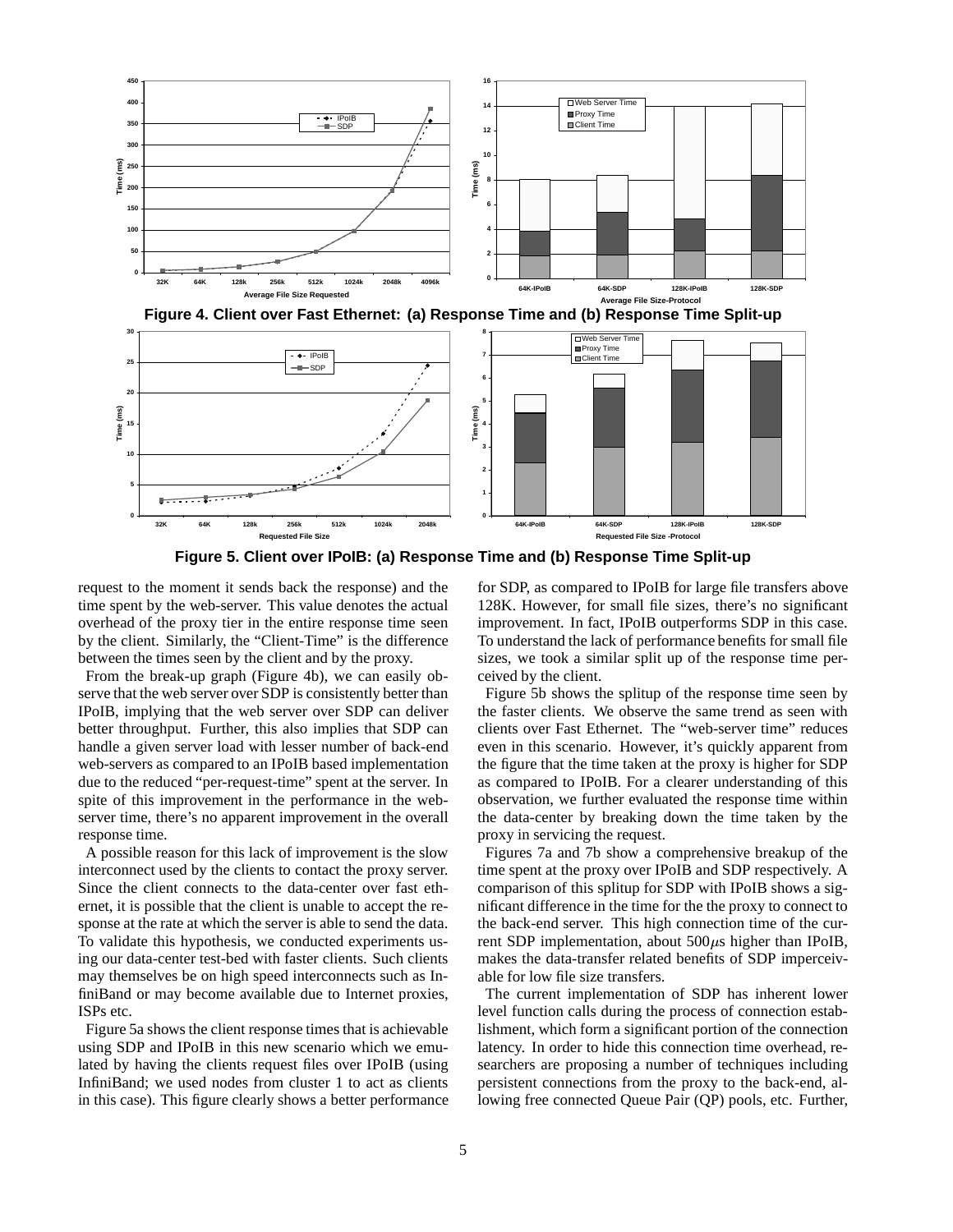**Figure 4. Client over Fast Ethernet: (a) Response Time and (b) Response Time Split-up**

**Figure 5. Client over IPoIB: (a) Response Time and (b) Response Time Split-up**

request to the moment it sends back the response) and the time spent by the web-server. This value denotes the actual overhead of the proxy tier in the entire response time seen by the client. Similarly, the "Client-Time" is the difference between the times seen by the client and by the proxy.

From the break-up graph (Figure 4b), we can easily observe that the web server over SDP is consistently better than IPoIB, implying that the web server over SDP can deliver better throughput. Further, this also implies that SDP can handle a given server load with lesser number of back-end web-servers as compared to an IPoIB based implementation due to the reduced "per-request-time" spent at the server. In spite of this improvement in the performance in the web-server time, there's no apparent improvement in the overall response time.

A possible reason for this lack of improvement is the slow interconnect used by the clients to contact the proxy server. Since the client connects to the data-center over fast ethernet, it is possible that the client is unable to accept the response at the rate at which the server is able to send the data. To validate this hypothesis, we conducted experiments using our data-center test-bed with faster clients. Such clients may themselves be on high speed interconnects such as InfiniBand or may become available due to Internet proxies, ISPs etc.

Figure 5a shows the client response times that is achievable using SDP and IPoIB in this new scenario which we emulated by having the clients request files over IPoIB (using InfiniBand; we used nodes from cluster 1 to act as clients in this case). This figure clearly shows a better performance for SDP, as compared to IPoIB for large file transfers above 128K. However, for small file sizes, there's no significant improvement. In fact, IPoIB outperforms SDP in this case. To understand the lack of performance benefits for small file sizes, we took a similar split up of the response time perceived by the client.

Figure 5b shows the splitup of the response time seen by the faster clients. We observe the same trend as seen with clients over Fast Ethernet. The "web-server time" reduces even in this scenario. However, it's quickly apparent from the figure that the time taken at the proxy is higher for SDP as compared to IPoIB. For a clearer understanding of this observation, we further evaluated the response time within the data-center by breaking down the time taken by the proxy in servicing the request.

Figures 7a and 7b show a comprehensive breakup of the time spent at the proxy over IPoIB and SDP respectively. A comparison of this splitup for SDP with IPoIB shows a significant difference in the time for the the proxy to connect to the back-end server. This high connection time of the current SDP implementation, about $500\mu$s higher than IPoIB, makes the data-transfer related benefits of SDP imperceivable for low file size transfers.

The current implementation of SDP has inherent lower level function calls during the process of connection establishment, which form a significant portion of the connection latency. In order to hide this connection time overhead, researchers are proposing a number of techniques including persistent connections from the proxy to the back-end, allowing free connected Queue Pair (QP) pools, etc. Further,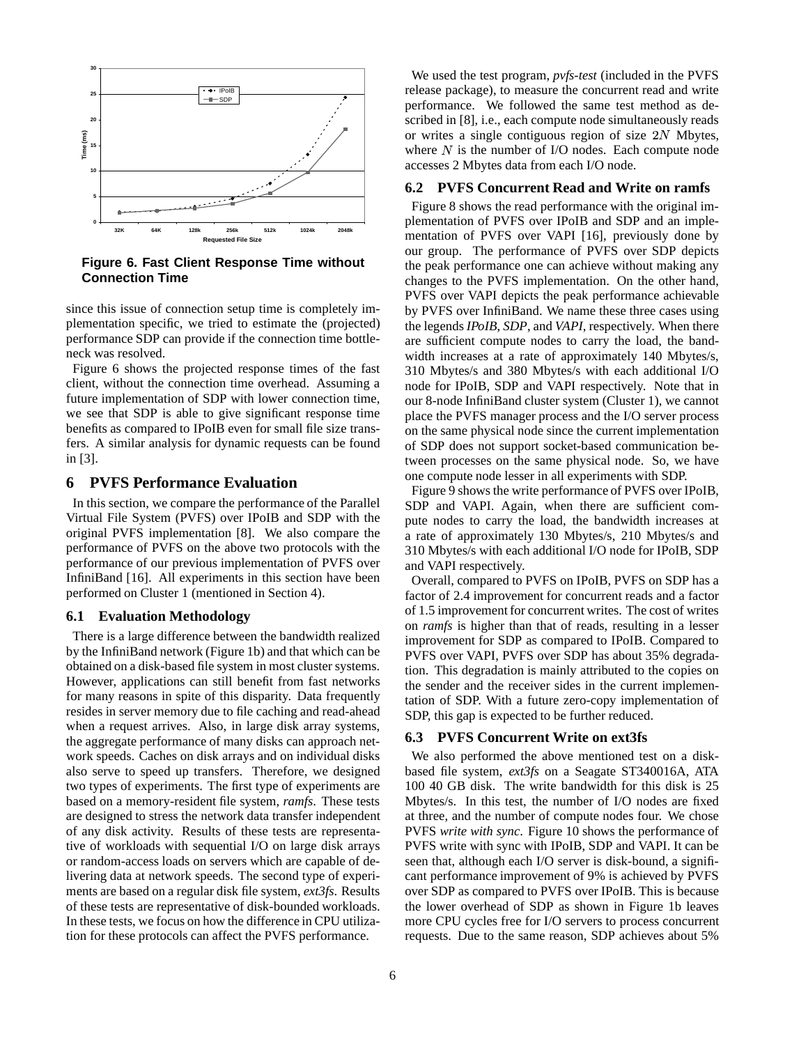**Figure 6. Fast Client Response Time without Connection Time**

since this issue of connection setup time is completely implementation specific, we tried to estimate the (projected) performance SDP can provide if the connection time bottleneck was resolved.

Figure 6 shows the projected response times of the fast client, without the connection time overhead. Assuming a future implementation of SDP with lower connection time, we see that SDP is able to give significant response time benefits as compared to IPoIB even for small file size transfers. A similar analysis for dynamic requests can be found in [3].

## 6 PVFS Performance Evaluation

In this section, we compare the performance of the Parallel Virtual File System (PVFS) over IPoIB and SDP with the original PVFS implementation [8]. We also compare the performance of PVFS on the above two protocols with the performance of our previous implementation of PVFS over InfiniBand [16]. All experiments in this section have been performed on Cluster 1 (mentioned in Section 4).

### 6.1 Evaluation Methodology

There is a large difference between the bandwidth realized by the InfiniBand network (Figure 1b) and that which can be obtained on a disk-based file system in most cluster systems. However, applications can still benefit from fast networks for many reasons in spite of this disparity. Data frequently resides in server memory due to file caching and read-ahead when a request arrives. Also, in large disk array systems, the aggregate performance of many disks can approach network speeds. Caches on disk arrays and on individual disks also serve to speed up transfers. Therefore, we designed two types of experiments. The first type of experiments are based on a memory-resident file system, *ramfs*. These tests are designed to stress the network data transfer independent of any disk activity. Results of these tests are representative of workloads with sequential I/O on large disk arrays or random-access loads on servers which are capable of delivering data at network speeds. The second type of experiments are based on a regular disk file system, *ext3fs*. Results of these tests are representative of disk-bounded workloads. In these tests, we focus on how the difference in CPU utilization for these protocols can affect the PVFS performance.

We used the test program, *pvfs-test* (included in the PVFS release package), to measure the concurrent read and write performance. We followed the same test method as described in [8], i.e., each compute node simultaneously reads or writes a single contiguous region of size $2N$ Mbytes, where $N$ is the number of I/O nodes. Each compute node accesses 2 Mbytes data from each I/O node.

### 6.2 PVFS Concurrent Read and Write on ramfs

Figure 8 shows the read performance with the original implementation of PVFS over IPoIB and SDP and an implementation of PVFS over VAPI [16], previously done by our group. The performance of PVFS over SDP depicts the peak performance one can achieve without making any changes to the PVFS implementation. On the other hand, PVFS over VAPI depicts the peak performance achievable by PVFS over InfiniBand. We name these three cases using the legends *IPoIB*, *SDP*, and *VAPI*, respectively. When there are sufficient compute nodes to carry the load, the bandwidth increases at a rate of approximately 140 Mbytes/s, 310 Mbytes/s and 380 Mbytes/s with each additional I/O node for IPoIB, SDP and VAPI respectively. Note that in our 8-node InfiniBand cluster system (Cluster 1), we cannot place the PVFS manager process and the I/O server process on the same physical node since the current implementation of SDP does not support socket-based communication between processes on the same physical node. So, we have one compute node lesser in all experiments with SDP.

Figure 9 shows the write performance of PVFS over IPoIB, SDP and VAPI. Again, when there are sufficient compute nodes to carry the load, the bandwidth increases at a rate of approximately 130 Mbytes/s, 210 Mbytes/s and 310 Mbytes/s with each additional I/O node for IPoIB, SDP and VAPI respectively.

Overall, compared to PVFS on IPoIB, PVFS on SDP has a factor of 2.4 improvement for concurrent reads and a factor of 1.5 improvement for concurrent writes. The cost of writes on *ramfs* is higher than that of reads, resulting in a lesser improvement for SDP as compared to IPoIB. Compared to PVFS over VAPI, PVFS over SDP has about 35% degradation. This degradation is mainly attributed to the copies on the sender and the receiver sides in the current implementation of SDP. With a future zero-copy implementation of SDP, this gap is expected to be further reduced.

### 6.3 PVFS Concurrent Write on ext3fs

We also performed the above mentioned test on a disk-based file system, *ext3fs* on a Seagate ST340016A, ATA 100 40 GB disk. The write bandwidth for this disk is 25 Mbytes/s. In this test, the number of I/O nodes are fixed at three, and the number of compute nodes four. We chose PVFS *write with sync*. Figure 10 shows the performance of PVFS write with sync with IPoIB, SDP and VAPI. It can be seen that, although each I/O server is disk-bound, a significant performance improvement of 9% is achieved by PVFS over SDP as compared to PVFS over IPoIB. This is because the lower overhead of SDP as shown in Figure 1b leaves more CPU cycles free for I/O servers to process concurrent requests. Due to the same reason, SDP achieves about 5%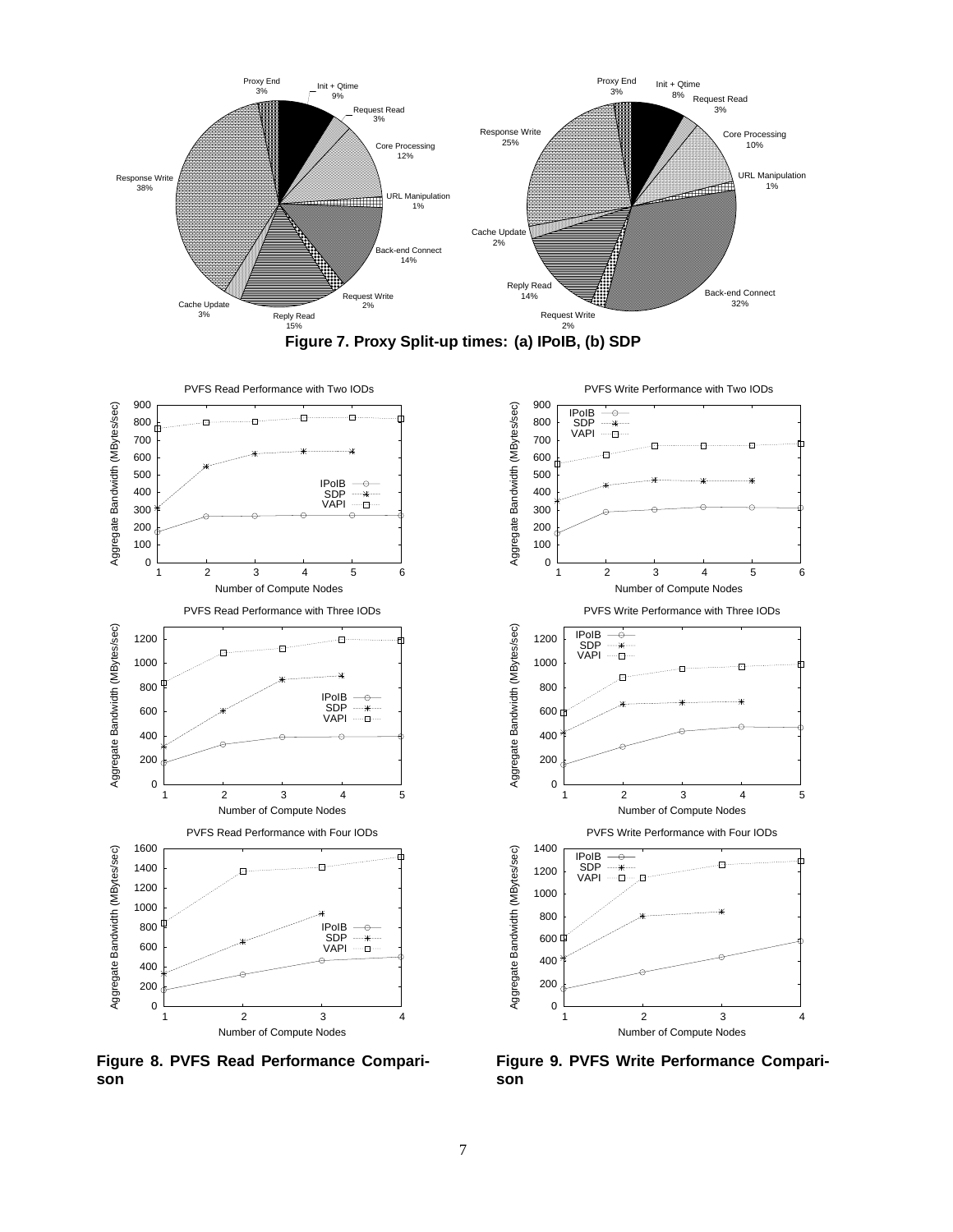**Figure 7. Proxy Split-up times: (a) IPoIB, (b) SDP**

**Figure 8. PVFS Read Performance Comparison**

**Figure 9. PVFS Write Performance Comparison**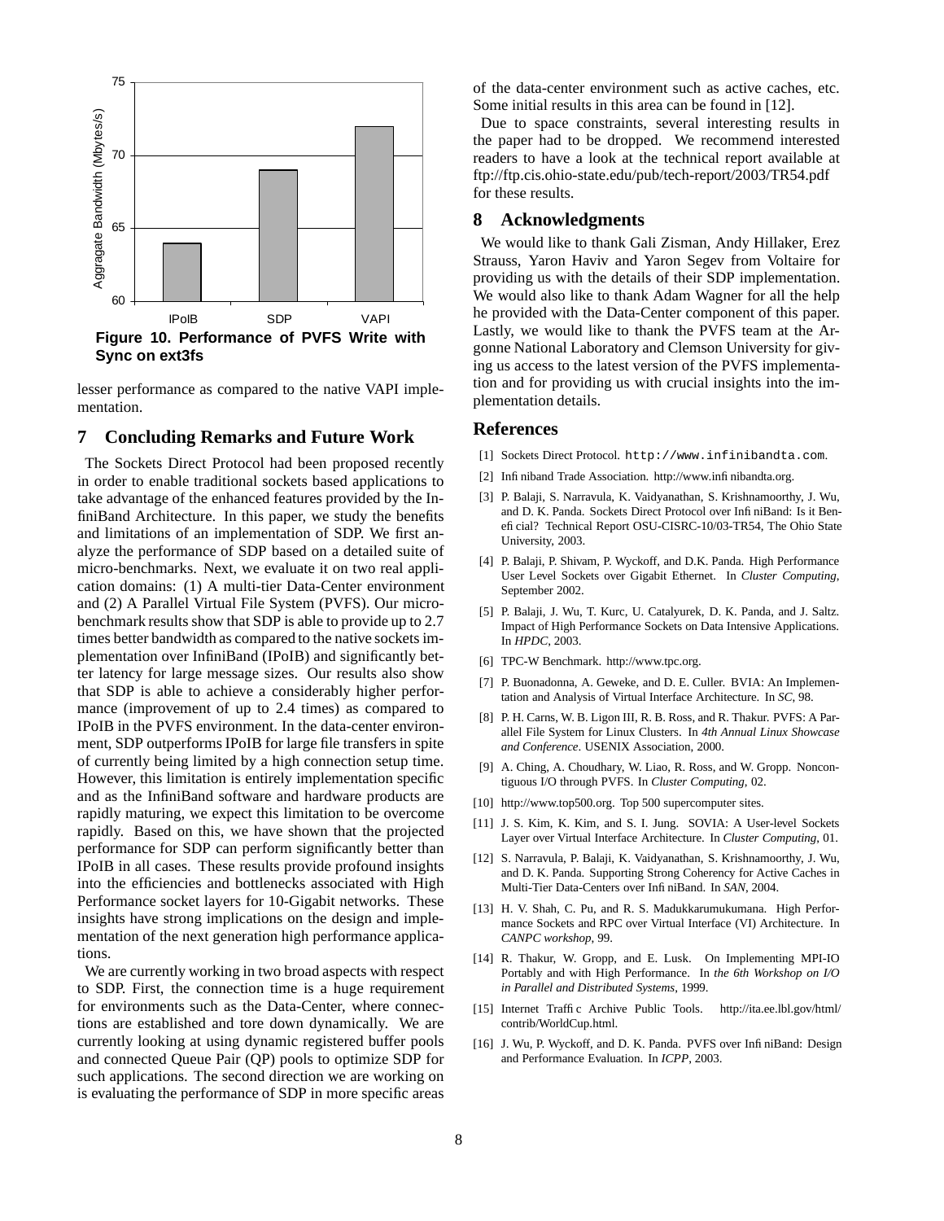75

70

65

60

Aggragate Bandwidth (Mbytes/s)

IPoIB SDP VAPI

**Figure 10. Performance of PVFS Write with Sync on ext3fs**

lesser performance as compared to the native VAPI implementation.

## 7 Concluding Remarks and Future Work

The Sockets Direct Protocol had been proposed recently in order to enable traditional sockets based applications to take advantage of the enhanced features provided by the InfiniBand Architecture. In this paper, we study the benefits and limitations of an implementation of SDP. We first analyze the performance of SDP based on a detailed suite of micro-benchmarks. Next, we evaluate it on two real application domains: (1) A multi-tier Data-Center environment and (2) A Parallel Virtual File System (PVFS). Our micro-benchmark results show that SDP is able to provide up to 2.7 times better bandwidth as compared to the native sockets implementation over InfiniBand (IPoIB) and significantly better latency for large message sizes. Our results also show that SDP is able to achieve a considerably higher performance (improvement of up to 2.4 times) as compared to IPoIB in the PVFS environment. In the data-center environment, SDP outperforms IPoIB for large file transfers in spite of currently being limited by a high connection setup time. However, this limitation is entirely implementation specific and as the InfiniBand software and hardware products are rapidly maturing, we expect this limitation to be overcome rapidly. Based on this, we have shown that the projected performance for SDP can perform significantly better than IPoIB in all cases. These results provide profound insights into the efficiencies and bottlenecks associated with High Performance socket layers for 10-Gigabit networks. These insights have strong implications on the design and implementation of the next generation high performance applications.

We are currently working in two broad aspects with respect to SDP. First, the connection time is a huge requirement for environments such as the Data-Center, where connections are established and tore down dynamically. We are currently looking at using dynamic registered buffer pools and connected Queue Pair (QP) pools to optimize SDP for such applications. The second direction we are working on is evaluating the performance of SDP in more specific areas of the data-center environment such as active caches, etc. Some initial results in this area can be found in [12].

Due to space constraints, several interesting results in the paper had to be dropped. We recommend interested readers to have a look at the technical report available at ftp://ftp.cis.ohio-state.edu/pub/tech-report/2003/TR54.pdf for these results.

## 8 Acknowledgments

We would like to thank Gali Zisman, Andy Hillaker, Erez Strauss, Yaron Haviv and Yaron Segev from Voltaire for providing us with the details of their SDP implementation. We would also like to thank Adam Wagner for all the help he provided with the Data-Center component of this paper. Lastly, we would like to thank the PVFS team at the Argonne National Laboratory and Clemson University for giving us access to the latest version of the PVFS implementation and for providing us with crucial insights into the implementation details.

## References

[1] Sockets Direct Protocol. `http://www.infinibandta.com`.

[2] Infiniband Trade Association. http://www.infinibandta.org.

[3] P. Balaji, S. Narravula, K. Vaidyanathan, S. Krishnamoorthy, J. Wu, and D. K. Panda. Sockets Direct Protocol over InfiniBand: Is it Beneficial? Technical Report OSU-CISRC-10/03-TR54, The Ohio State University, 2003.

[4] P. Balaji, P. Shivam, P. Wyckoff, and D.K. Panda. High Performance User Level Sockets over Gigabit Ethernet. In *Cluster Computing*, September 2002.

[5] P. Balaji, J. Wu, T. Kurc, U. Catalyurek, D. K. Panda, and J. Saltz. Impact of High Performance Sockets on Data Intensive Applications. In *HPDC*, 2003.

[6] TPC-W Benchmark. http://www.tpc.org.

[7] P. Buonadonna, A. Geweke, and D. E. Culler. BVIA: An Implementation and Analysis of Virtual Interface Architecture. In *SC*, 98.

[8] P. H. Carns, W. B. Ligon III, R. B. Ross, and R. Thakur. PVFS: A Parallel File System for Linux Clusters. In *4th Annual Linux Showcase and Conference*. USENIX Association, 2000.

[9] A. Ching, A. Choudhary, W. Liao, R. Ross, and W. Gropp. Noncontiguous I/O through PVFS. In *Cluster Computing*, 02.

[10] http://www.top500.org. Top 500 supercomputer sites.

[11] J. S. Kim, K. Kim, and S. I. Jung. SOVIA: A User-level Sockets Layer over Virtual Interface Architecture. In *Cluster Computing*, 01.

[12] S. Narravula, P. Balaji, K. Vaidyanathan, S. Krishnamoorthy, J. Wu, and D. K. Panda. Supporting Strong Coherency for Active Caches in Multi-Tier Data-Centers over InfiniBand. In *SAN*, 2004.

[13] H. V. Shah, C. Pu, and R. S. Madukkarumukumana. High Performance Sockets and RPC over Virtual Interface (VI) Architecture. In *CANPC workshop*, 99.

[14] R. Thakur, W. Gropp, and E. Lusk. On Implementing MPI-IO Portably and with High Performance. In *the 6th Workshop on I/O in Parallel and Distributed Systems*, 1999.

[15] Internet Traffic Archive Public Tools. http://ita.ee.lbl.gov/html/contrib/WorldCup.html.

[16] J. Wu, P. Wyckoff, and D. K. Panda. PVFS over InfiniBand: Design and Performance Evaluation. In *ICPP*, 2003.